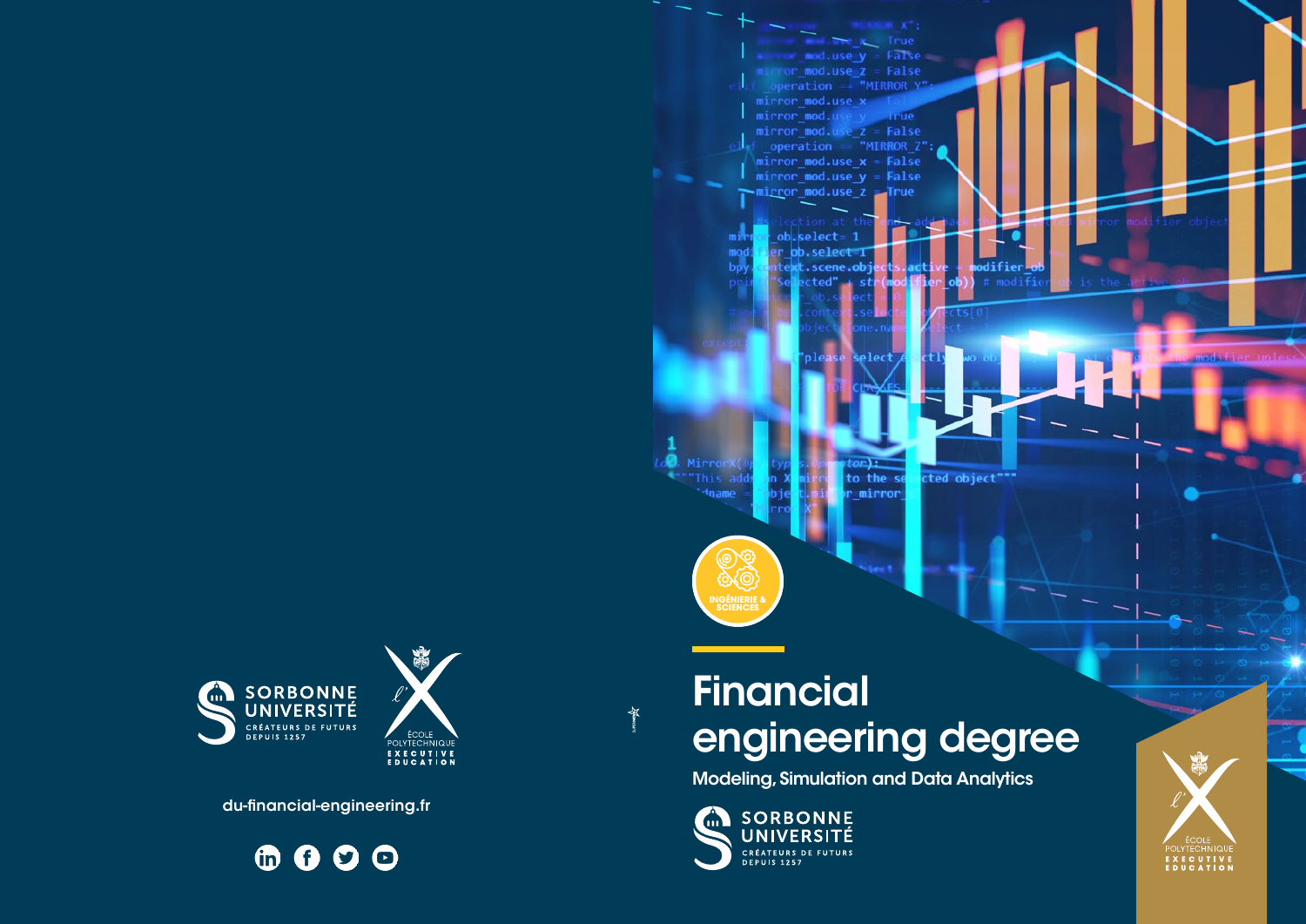SORBONNE UNIVERSITÉ
CRÉATEURS DE FUTURS DEPUIS 1257

l'X ÉCOLE POLYTECHNIQUE EXECUTIVE EDUCATION

du-financial-engineering.fr

INGÉNIERIE & SCIENCES

# Financial engineering degree

## Modeling, Simulation and Data Analytics

SORBONNE UNIVERSITÉ
CRÉATEURS DE FUTURS DEPUIS 1257

l'X ÉCOLE POLYTECHNIQUE EXECUTIVE EDUCATION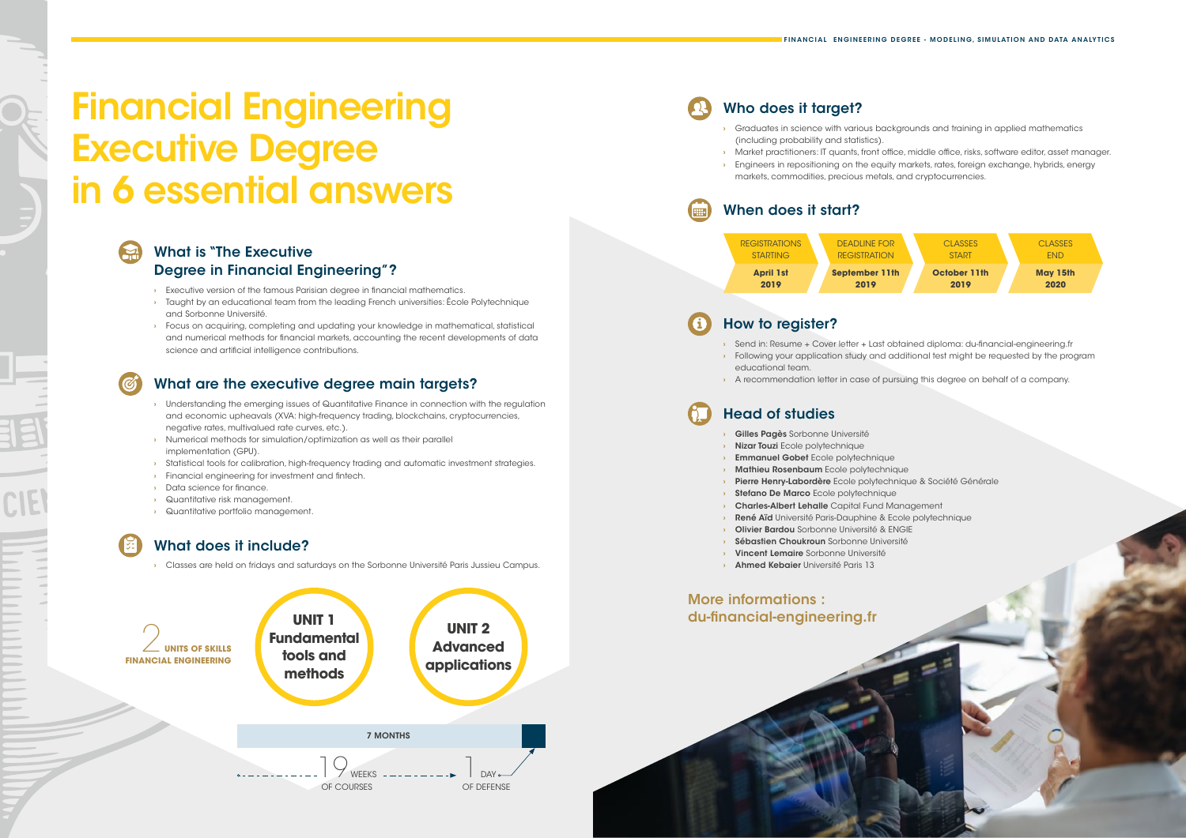# Financial Engineering Executive Degree in 6 essential answers

## What is "The Executive Degree in Financial Engineering"?

- Executive version of the famous Parisian degree in financial mathematics.
- Taught by an educational team from the leading French universities: École Polytechnique and Sorbonne Université.
- Focus on acquiring, completing and updating your knowledge in mathematical, statistical and numerical methods for financial markets, accounting the recent developments of data science and artificial intelligence contributions.

## What are the executive degree main targets?

- Understanding the emerging issues of Quantitative Finance in connection with the regulation and economic upheavals (XVA: high-frequency trading, blockchains, cryptocurrencies, negative rates, multivalued rate curves, etc.).
- Numerical methods for simulation/optimization as well as their parallel implementation (GPU).
- Statistical tools for calibration, high-frequency trading and automatic investment strategies.
- Financial engineering for investment and fintech.
- Data science for finance.
- Quantitative risk management.
- Quantitative portfolio management.

## What does it include?

- Classes are held on fridays and saturdays on the Sorbonne Université Paris Jussieu Campus.

2 UNITS OF SKILLS FINANCIAL ENGINEERING

**UNIT 1** Fundamental tools and methods

**UNIT 2** Advanced applications

7 MONTHS

19 WEEKS OF COURSES

1 DAY OF DEFENSE

## Who does it target?

- Graduates in science with various backgrounds and training in applied mathematics (including probability and statistics).
- Market practitioners: IT quants, front office, middle office, risks, software editor, asset manager.
- Engineers in repositioning on the equity markets, rates, foreign exchange, hybrids, energy markets, commodities, precious metals, and cryptocurrencies.

## When does it start?

| REGISTRATIONS STARTING | DEADLINE FOR REGISTRATION | CLASSES START | CLASSES END |
|---|---|---|---|
| **April 1st 2019** | **September 11th 2019** | **October 11th 2019** | **May 15th 2020** |

## How to register?

- Send in: Resume + Cover letter + Last obtained diploma: du-financial-engineering.fr
- Following your application study and additional test might be requested by the program educational team.
- A recommendation letter in case of pursuing this degree on behalf of a company.

## Head of studies

- **Gilles Pagès** Sorbonne Université
- **Nizar Touzi** Ecole polytechnique
- **Emmanuel Gobet** Ecole polytechnique
- **Mathieu Rosenbaum** Ecole polytechnique
- **Pierre Henry-Labordère** Ecole polytechnique & Société Générale
- **Stefano De Marco** Ecole polytechnique
- **Charles-Albert Lehalle** Capital Fund Management
- **René Aïd** Université Paris-Dauphine & Ecole polytechnique
- **Olivier Bardou** Sorbonne Université & ENGIE
- **Sébastien Choukroun** Sorbonne Université
- **Vincent Lemaire** Sorbonne Université
- **Ahmed Kebaier** Université Paris 13

More informations :
du-financial-engineering.fr